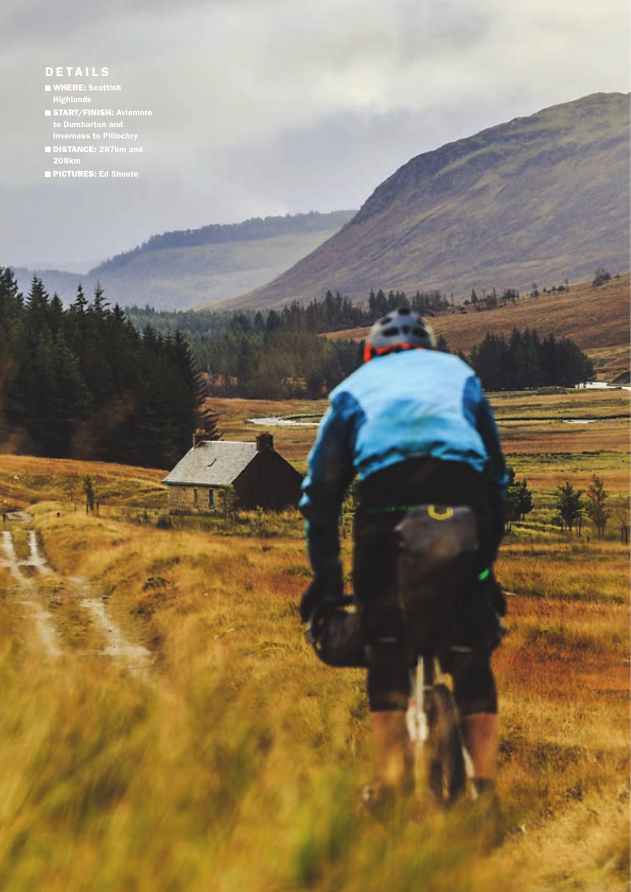## DETAILS

- **WHERE:** Scottish Highlands
- **START/FINISH:** Aviemore to Dumbarton and Inverness to Pitlochry
- **DISTANCE:** 287km and 208km
- **PICTURES:** Ed Shoote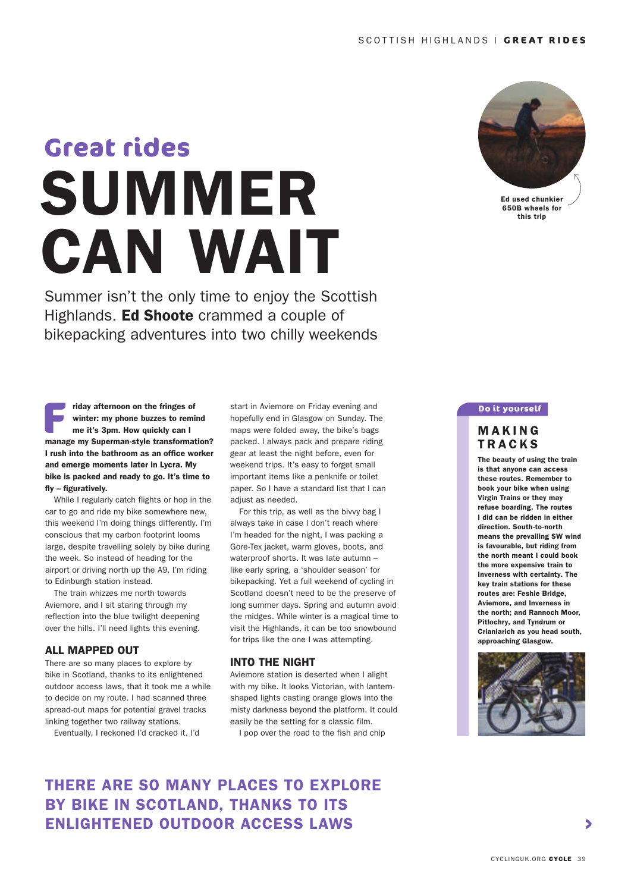# Great rides

# SUMMER CAN WAIT

Summer isn't the only time to enjoy the Scottish Highlands. **Ed Shoote** crammed a couple of bikepacking adventures into two chilly weekends

Ed used chunkier 650B wheels for this trip

**Friday afternoon on the fringes of winter: my phone buzzes to remind me it's 3pm. How quickly can I manage my Superman-style transformation? I rush into the bathroom as an office worker and emerge moments later in Lycra. My bike is packed and ready to go. It's time to fly – figuratively.**

While I regularly catch flights or hop in the car to go and ride my bike somewhere new, this weekend I'm doing things differently. I'm conscious that my carbon footprint looms large, despite travelling solely by bike during the week. So instead of heading for the airport or driving north up the A9, I'm riding to Edinburgh station instead.

The train whizzes me north towards Aviemore, and I sit staring through my reflection into the blue twilight deepening over the hills. I'll need lights this evening.

## ALL MAPPED OUT

There are so many places to explore by bike in Scotland, thanks to its enlightened outdoor access laws, that it took me a while to decide on my route. I had scanned three spread-out maps for potential gravel tracks linking together two railway stations.

Eventually, I reckoned I'd cracked it. I'd start in Aviemore on Friday evening and hopefully end in Glasgow on Sunday. The maps were folded away, the bike's bags packed. I always pack and prepare riding gear at least the night before, even for weekend trips. It's easy to forget small important items like a penknife or toilet paper. So I have a standard list that I can adjust as needed.

For this trip, as well as the bivvy bag I always take in case I don't reach where I'm headed for the night, I was packing a Gore-Tex jacket, warm gloves, boots, and waterproof shorts. It was late autumn – like early spring, a 'shoulder season' for bikepacking. Yet a full weekend of cycling in Scotland doesn't need to be the preserve of long summer days. Spring and autumn avoid the midges. While winter is a magical time to visit the Highlands, it can be too snowbound for trips like the one I was attempting.

## INTO THE NIGHT

Aviemore station is deserted when I alight with my bike. It looks Victorian, with lantern-shaped lights casting orange glows into the misty darkness beyond the platform. It could easily be the setting for a classic film.

I pop over the road to the fish and chip

**THERE ARE SO MANY PLACES TO EXPLORE BY BIKE IN SCOTLAND, THANKS TO ITS ENLIGHTENED OUTDOOR ACCESS LAWS**

---

**Do it yourself**

### MAKING TRACKS

**The beauty of using the train is that anyone can access these routes. Remember to book your bike when using Virgin Trains or they may refuse boarding. The routes I did can be ridden in either direction. South-to-north means the prevailing SW wind is favourable, but riding from the north meant I could book the more expensive train to Inverness with certainty. The key train stations for these routes are: Feshie Bridge, Aviemore, and Inverness in the north; and Rannoch Moor, Pitlochry, and Tyndrum or Crianlarich as you head south, approaching Glasgow.**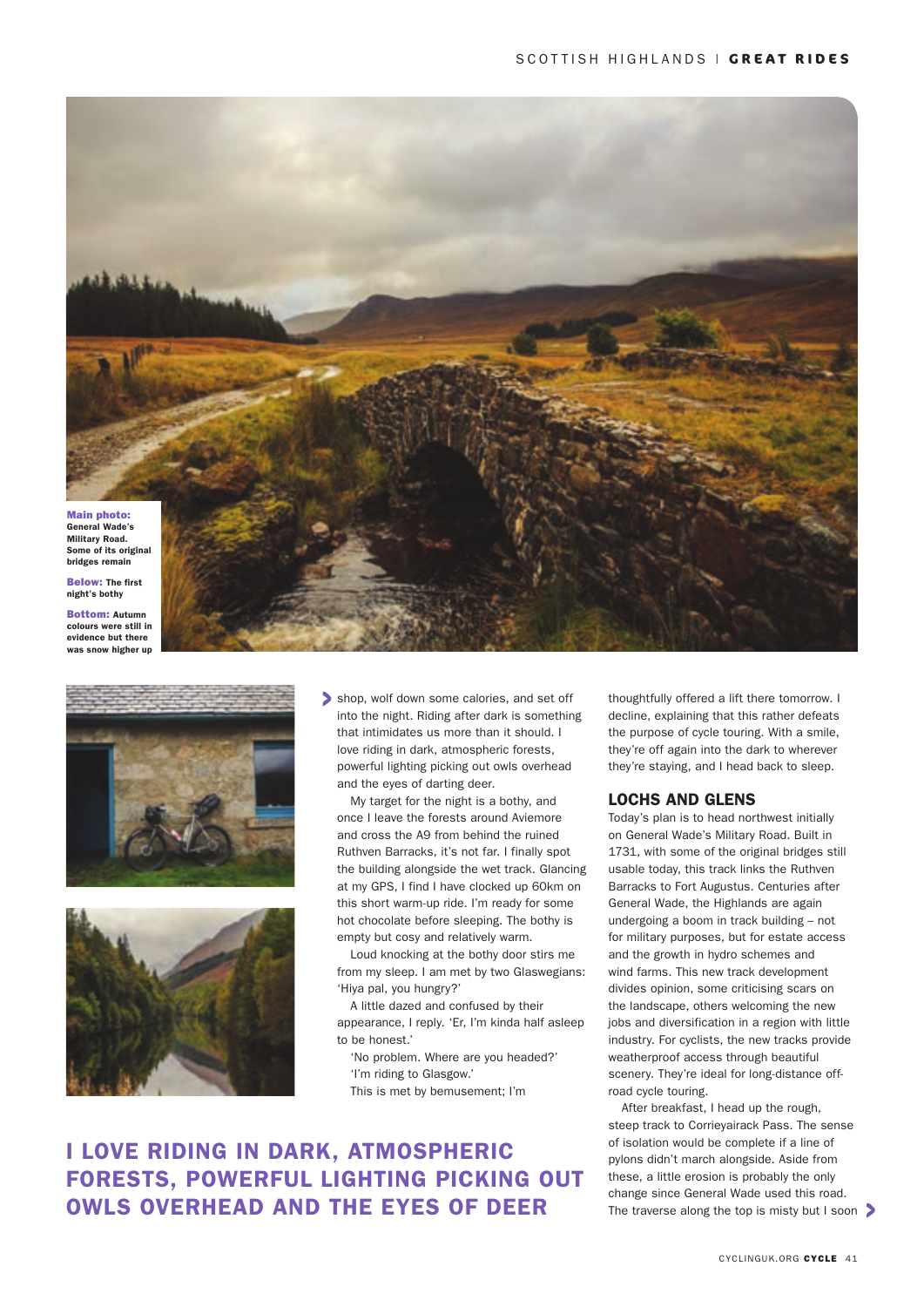**Main photo:** General Wade's Military Road. Some of its original bridges remain

**Below:** The first night's bothy

**Bottom:** Autumn colours were still in evidence but there was snow higher up

shop, wolf down some calories, and set off into the night. Riding after dark is something that intimidates us more than it should. I love riding in dark, atmospheric forests, powerful lighting picking out owls overhead and the eyes of darting deer.

My target for the night is a bothy, and once I leave the forests around Aviemore and cross the A9 from behind the ruined Ruthven Barracks, it's not far. I finally spot the building alongside the wet track. Glancing at my GPS, I find I have clocked up 60km on this short warm-up ride. I'm ready for some hot chocolate before sleeping. The bothy is empty but cosy and relatively warm.

Loud knocking at the bothy door stirs me from my sleep. I am met by two Glaswegians: 'Hiya pal, you hungry?'

A little dazed and confused by their appearance, I reply. 'Er, I'm kinda half asleep to be honest.'

'No problem. Where are you headed?'

'I'm riding to Glasgow.'

This is met by bemusement; I'm thoughtfully offered a lift there tomorrow. I decline, explaining that this rather defeats the purpose of cycle touring. With a smile, they're off again into the dark to wherever they're staying, and I head back to sleep.

## I LOVE RIDING IN DARK, ATMOSPHERIC FORESTS, POWERFUL LIGHTING PICKING OUT OWLS OVERHEAD AND THE EYES OF DEER

## LOCHS AND GLENS

Today's plan is to head northwest initially on General Wade's Military Road. Built in 1731, with some of the original bridges still usable today, this track links the Ruthven Barracks to Fort Augustus. Centuries after General Wade, the Highlands are again undergoing a boom in track building – not for military purposes, but for estate access and the growth in hydro schemes and wind farms. This new track development divides opinion, some criticising scars on the landscape, others welcoming the new jobs and diversification in a region with little industry. For cyclists, the new tracks provide weatherproof access through beautiful scenery. They're ideal for long-distance off-road cycle touring.

After breakfast, I head up the rough, steep track to Corrieyairack Pass. The sense of isolation would be complete if a line of pylons didn't march alongside. Aside from these, a little erosion is probably the only change since General Wade used this road. The traverse along the top is misty but I soon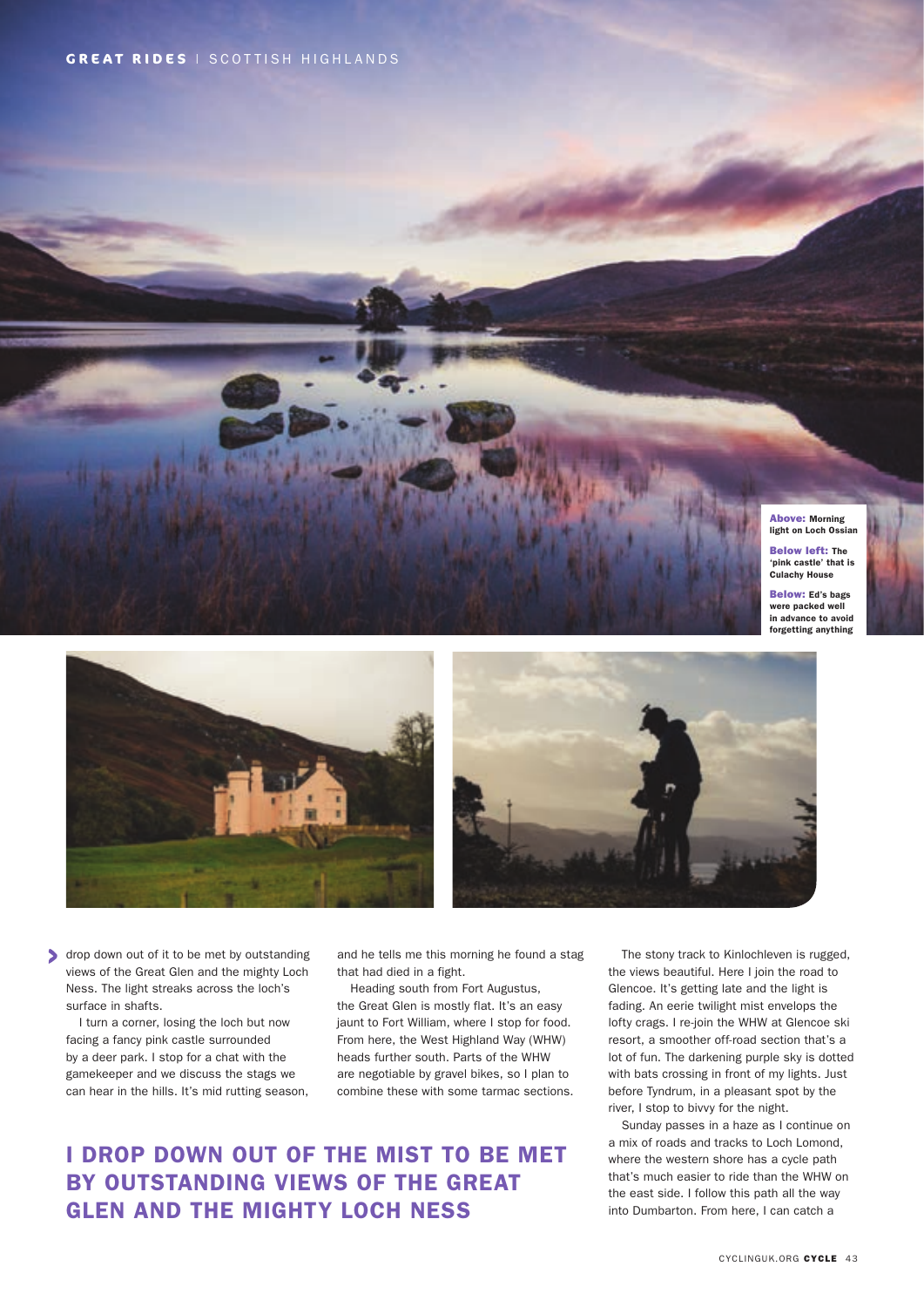**Above:** Morning light on Loch Ossian

**Below left:** The 'pink castle' that is Culachy House

**Below:** Ed's bags were packed well in advance to avoid forgetting anything

drop down out of it to be met by outstanding views of the Great Glen and the mighty Loch Ness. The light streaks across the loch's surface in shafts.

I turn a corner, losing the loch but now facing a fancy pink castle surrounded by a deer park. I stop for a chat with the gamekeeper and we discuss the stags we can hear in the hills. It's mid rutting season, and he tells me this morning he found a stag that had died in a fight.

Heading south from Fort Augustus, the Great Glen is mostly flat. It's an easy jaunt to Fort William, where I stop for food. From here, the West Highland Way (WHW) heads further south. Parts of the WHW are negotiable by gravel bikes, so I plan to combine these with some tarmac sections.

## I DROP DOWN OUT OF THE MIST TO BE MET BY OUTSTANDING VIEWS OF THE GREAT GLEN AND THE MIGHTY LOCH NESS

The stony track to Kinlochleven is rugged, the views beautiful. Here I join the road to Glencoe. It's getting late and the light is fading. An eerie twilight mist envelops the lofty crags. I re-join the WHW at Glencoe ski resort, a smoother off-road section that's a lot of fun. The darkening purple sky is dotted with bats crossing in front of my lights. Just before Tyndrum, in a pleasant spot by the river, I stop to bivvy for the night.

Sunday passes in a haze as I continue on a mix of roads and tracks to Loch Lomond, where the western shore has a cycle path that's much easier to ride than the WHW on the east side. I follow this path all the way into Dumbarton. From here, I can catch a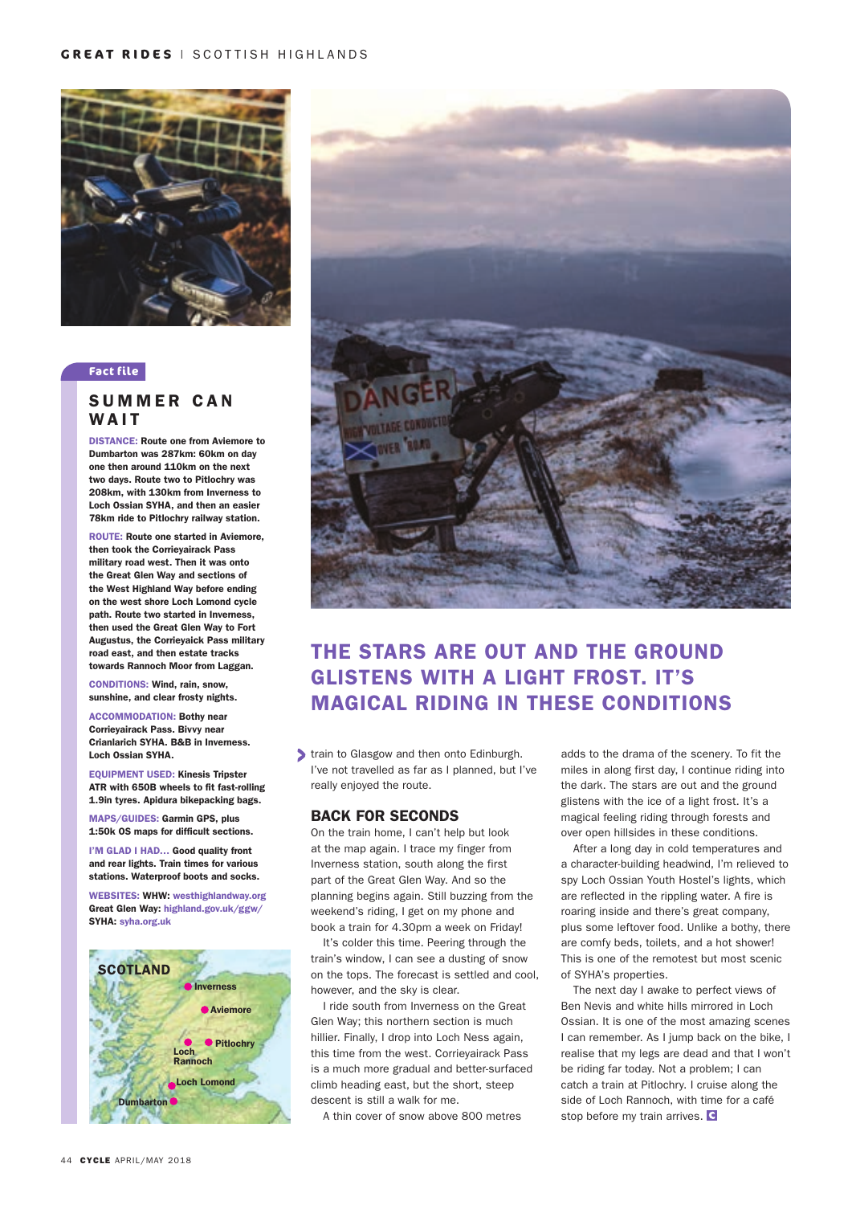## Fact file

## SUMMER CAN WAIT

**DISTANCE:** Route one from Aviemore to Dumbarton was 287km: 60km on day one then around 110km on the next two days. Route two to Pitlochry was 208km, with 130km from Inverness to Loch Ossian SYHA, and then an easier 78km ride to Pitlochry railway station.

**ROUTE:** Route one started in Aviemore, then took the Corrieyairack Pass military road west. Then it was onto the Great Glen Way and sections of the West Highland Way before ending on the west shore Loch Lomond cycle path. Route two started in Inverness, then used the Great Glen Way to Fort Augustus, the Corrieyaick Pass military road east, and then estate tracks towards Rannoch Moor from Laggan.

**CONDITIONS:** Wind, rain, snow, sunshine, and clear frosty nights.

**ACCOMMODATION:** Bothy near Corrieyairack Pass. Bivvy near Crianlarich SYHA. B&B in Inverness. Loch Ossian SYHA.

**EQUIPMENT USED:** Kinesis Tripster ATR with 650B wheels to fit fast-rolling 1.9in tyres. Apidura bikepacking bags.

**MAPS/GUIDES:** Garmin GPS, plus 1:50k OS maps for difficult sections.

**I'M GLAD I HAD…** Good quality front and rear lights. Train times for various stations. Waterproof boots and socks.

**WEBSITES:** WHW: westhighlandway.org
Great Glen Way: highland.gov.uk/ggw/
SYHA: syha.org.uk

SCOTLAND
Inverness
Aviemore
Pitlochry
Loch Rannoch
Loch Lomond
Dumbarton

## THE STARS ARE OUT AND THE GROUND GLISTENS WITH A LIGHT FROST. IT'S MAGICAL RIDING IN THESE CONDITIONS

train to Glasgow and then onto Edinburgh. I've not travelled as far as I planned, but I've really enjoyed the route.

### BACK FOR SECONDS

On the train home, I can't help but look at the map again. I trace my finger from Inverness station, south along the first part of the Great Glen Way. And so the planning begins again. Still buzzing from the weekend's riding, I get on my phone and book a train for 4.30pm a week on Friday!

It's colder this time. Peering through the train's window, I can see a dusting of snow on the tops. The forecast is settled and cool, however, and the sky is clear.

I ride south from Inverness on the Great Glen Way; this northern section is much hillier. Finally, I drop into Loch Ness again, this time from the west. Corrieyairack Pass is a much more gradual and better-surfaced climb heading east, but the short, steep descent is still a walk for me.

A thin cover of snow above 800 metres adds to the drama of the scenery. To fit the miles in along first day, I continue riding into the dark. The stars are out and the ground glistens with the ice of a light frost. It's a magical feeling riding through forests and over open hillsides in these conditions.

After a long day in cold temperatures and a character-building headwind, I'm relieved to spy Loch Ossian Youth Hostel's lights, which are reflected in the rippling water. A fire is roaring inside and there's great company, plus some leftover food. Unlike a bothy, there are comfy beds, toilets, and a hot shower! This is one of the remotest but most scenic of SYHA's properties.

The next day I awake to perfect views of Ben Nevis and white hills mirrored in Loch Ossian. It is one of the most amazing scenes I can remember. As I jump back on the bike, I realise that my legs are dead and that I won't be riding far today. Not a problem; I can catch a train at Pitlochry. I cruise along the side of Loch Rannoch, with time for a café stop before my train arrives.